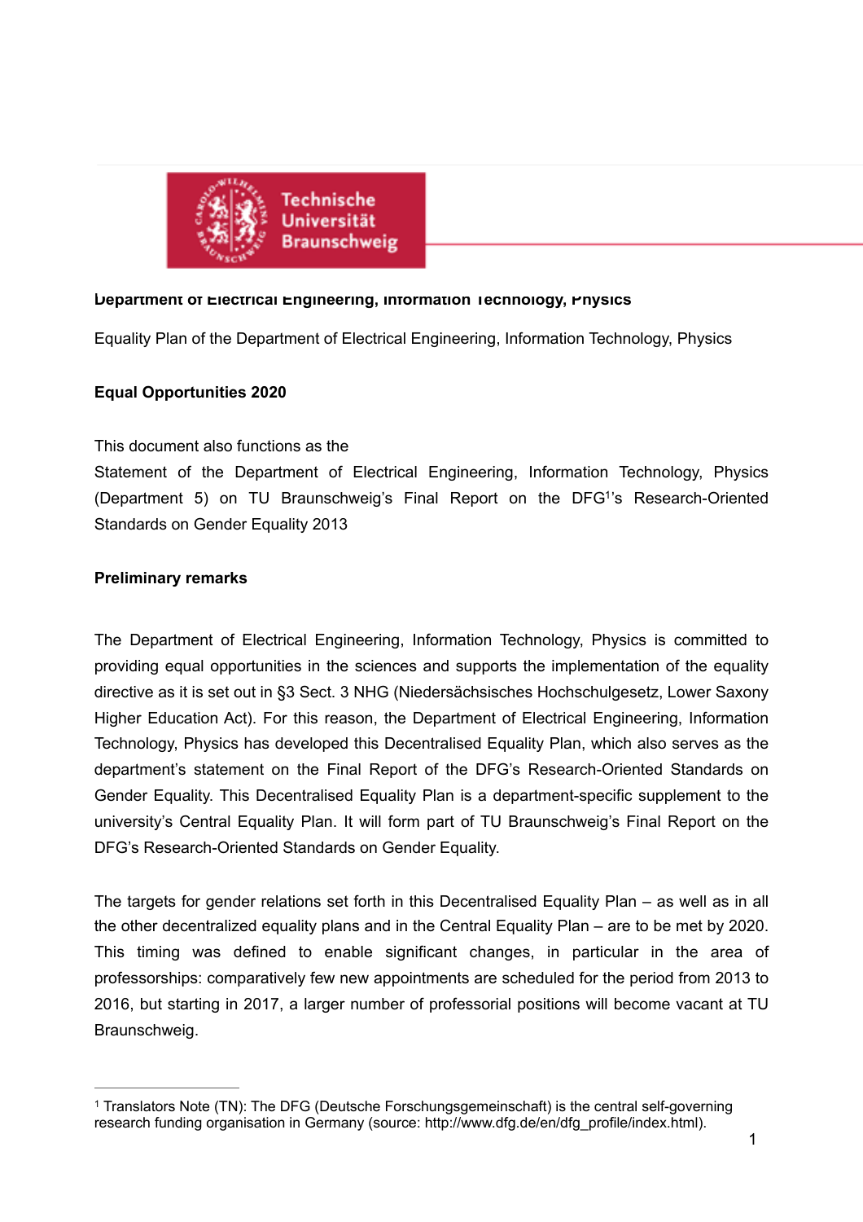**Department of Electrical Engineering, Information Technology, Physics**

Equality Plan of the Department of Electrical Engineering, Information Technology, Physics

**Equal Opportunities 2020**

This document also functions as the
Statement of the Department of Electrical Engineering, Information Technology, Physics (Department 5) on TU Braunschweig's Final Report on the DFG[1]'s Research-Oriented Standards on Gender Equality 2013

**Preliminary remarks**

The Department of Electrical Engineering, Information Technology, Physics is committed to providing equal opportunities in the sciences and supports the implementation of the equality directive as it is set out in §3 Sect. 3 NHG (Niedersächsisches Hochschulgesetz, Lower Saxony Higher Education Act). For this reason, the Department of Electrical Engineering, Information Technology, Physics has developed this Decentralised Equality Plan, which also serves as the department's statement on the Final Report of the DFG's Research-Oriented Standards on Gender Equality. This Decentralised Equality Plan is a department-specific supplement to the university's Central Equality Plan. It will form part of TU Braunschweig's Final Report on the DFG's Research-Oriented Standards on Gender Equality.

The targets for gender relations set forth in this Decentralised Equality Plan – as well as in all the other decentralized equality plans and in the Central Equality Plan – are to be met by 2020. This timing was defined to enable significant changes, in particular in the area of professorships: comparatively few new appointments are scheduled for the period from 2013 to 2016, but starting in 2017, a larger number of professorial positions will become vacant at TU Braunschweig.

---

[1] Translators Note (TN): The DFG (Deutsche Forschungsgemeinschaft) is the central self-governing research funding organisation in Germany (source: http://www.dfg.de/en/dfg_profile/index.html).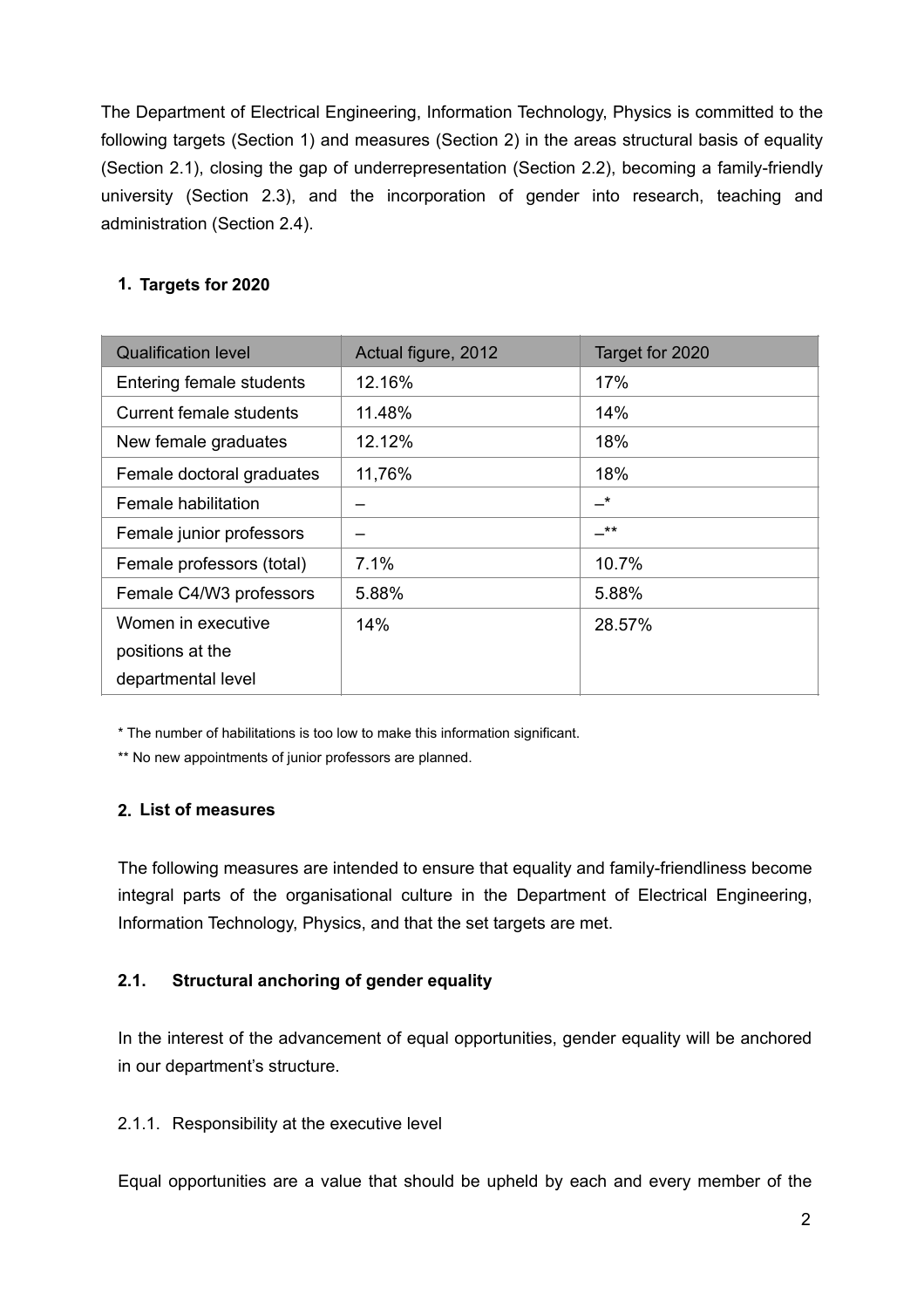The Department of Electrical Engineering, Information Technology, Physics is committed to the following targets (Section 1) and measures (Section 2) in the areas structural basis of equality (Section 2.1), closing the gap of underrepresentation (Section 2.2), becoming a family-friendly university (Section 2.3), and the incorporation of gender into research, teaching and administration (Section 2.4).

## 1. Targets for 2020

| Qualification level | Actual figure, 2012 | Target for 2020 |
|---|---|---|
| Entering female students | 12.16% | 17% |
| Current female students | 11.48% | 14% |
| New female graduates | 12.12% | 18% |
| Female doctoral graduates | 11,76% | 18% |
| Female habilitation | – | –* |
| Female junior professors | – | –** |
| Female professors (total) | 7.1% | 10.7% |
| Female C4/W3 professors | 5.88% | 5.88% |
| Women in executive positions at the departmental level | 14% | 28.57% |

* The number of habilitations is too low to make this information significant.

** No new appointments of junior professors are planned.

## 2. List of measures

The following measures are intended to ensure that equality and family-friendliness become integral parts of the organisational culture in the Department of Electrical Engineering, Information Technology, Physics, and that the set targets are met.

### 2.1. Structural anchoring of gender equality

In the interest of the advancement of equal opportunities, gender equality will be anchored in our department's structure.

#### 2.1.1. Responsibility at the executive level

Equal opportunities are a value that should be upheld by each and every member of the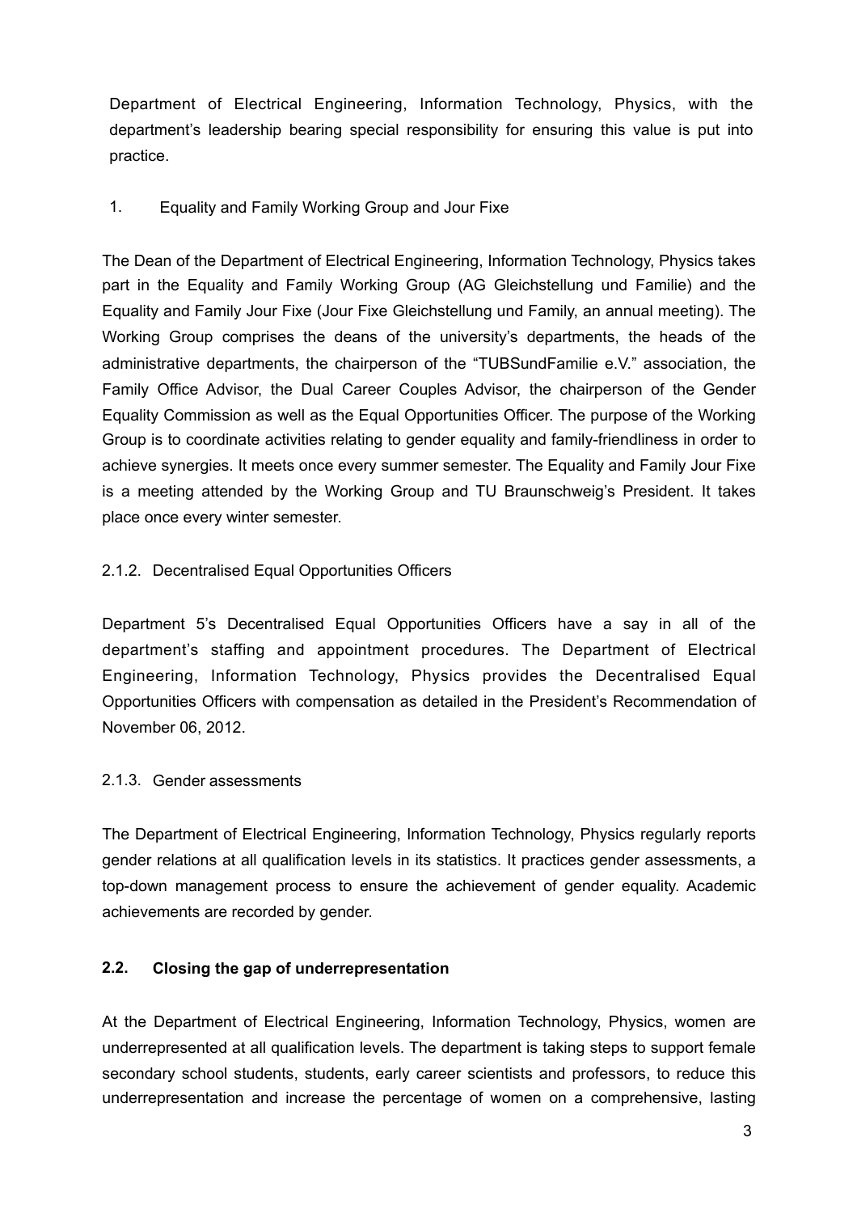Department of Electrical Engineering, Information Technology, Physics, with the department's leadership bearing special responsibility for ensuring this value is put into practice.

1. Equality and Family Working Group and Jour Fixe

The Dean of the Department of Electrical Engineering, Information Technology, Physics takes part in the Equality and Family Working Group (AG Gleichstellung und Familie) and the Equality and Family Jour Fixe (Jour Fixe Gleichstellung und Family, an annual meeting). The Working Group comprises the deans of the university's departments, the heads of the administrative departments, the chairperson of the "TUBSundFamilie e.V." association, the Family Office Advisor, the Dual Career Couples Advisor, the chairperson of the Gender Equality Commission as well as the Equal Opportunities Officer. The purpose of the Working Group is to coordinate activities relating to gender equality and family-friendliness in order to achieve synergies. It meets once every summer semester. The Equality and Family Jour Fixe is a meeting attended by the Working Group and TU Braunschweig's President. It takes place once every winter semester.

2.1.2. Decentralised Equal Opportunities Officers

Department 5's Decentralised Equal Opportunities Officers have a say in all of the department's staffing and appointment procedures. The Department of Electrical Engineering, Information Technology, Physics provides the Decentralised Equal Opportunities Officers with compensation as detailed in the President's Recommendation of November 06, 2012.

2.1.3. Gender assessments

The Department of Electrical Engineering, Information Technology, Physics regularly reports gender relations at all qualification levels in its statistics. It practices gender assessments, a top-down management process to ensure the achievement of gender equality. Academic achievements are recorded by gender.

### 2.2. Closing the gap of underrepresentation

At the Department of Electrical Engineering, Information Technology, Physics, women are underrepresented at all qualification levels. The department is taking steps to support female secondary school students, students, early career scientists and professors, to reduce this underrepresentation and increase the percentage of women on a comprehensive, lasting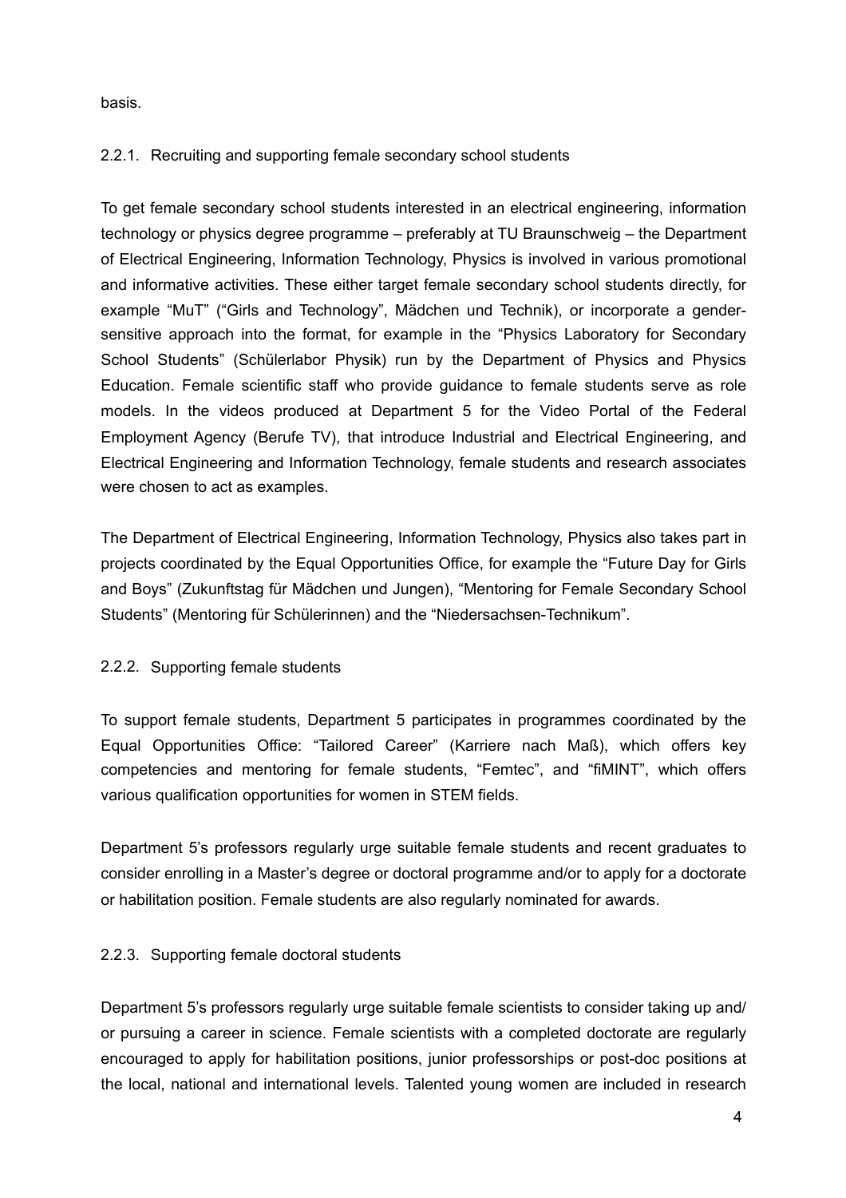basis.

### 2.2.1. Recruiting and supporting female secondary school students

To get female secondary school students interested in an electrical engineering, information technology or physics degree programme – preferably at TU Braunschweig – the Department of Electrical Engineering, Information Technology, Physics is involved in various promotional and informative activities. These either target female secondary school students directly, for example "MuT" ("Girls and Technology", Mädchen und Technik), or incorporate a gender-sensitive approach into the format, for example in the "Physics Laboratory for Secondary School Students" (Schülerlabor Physik) run by the Department of Physics and Physics Education. Female scientific staff who provide guidance to female students serve as role models. In the videos produced at Department 5 for the Video Portal of the Federal Employment Agency (Berufe TV), that introduce Industrial and Electrical Engineering, and Electrical Engineering and Information Technology, female students and research associates were chosen to act as examples.

The Department of Electrical Engineering, Information Technology, Physics also takes part in projects coordinated by the Equal Opportunities Office, for example the "Future Day for Girls and Boys" (Zukunftstag für Mädchen und Jungen), "Mentoring for Female Secondary School Students" (Mentoring für Schülerinnen) and the "Niedersachsen-Technikum".

### 2.2.2. Supporting female students

To support female students, Department 5 participates in programmes coordinated by the Equal Opportunities Office: "Tailored Career" (Karriere nach Maß), which offers key competencies and mentoring for female students, "Femtec", and "fiMINT", which offers various qualification opportunities for women in STEM fields.

Department 5's professors regularly urge suitable female students and recent graduates to consider enrolling in a Master's degree or doctoral programme and/or to apply for a doctorate or habilitation position. Female students are also regularly nominated for awards.

### 2.2.3. Supporting female doctoral students

Department 5's professors regularly urge suitable female scientists to consider taking up and/ or pursuing a career in science. Female scientists with a completed doctorate are regularly encouraged to apply for habilitation positions, junior professorships or post-doc positions at the local, national and international levels. Talented young women are included in research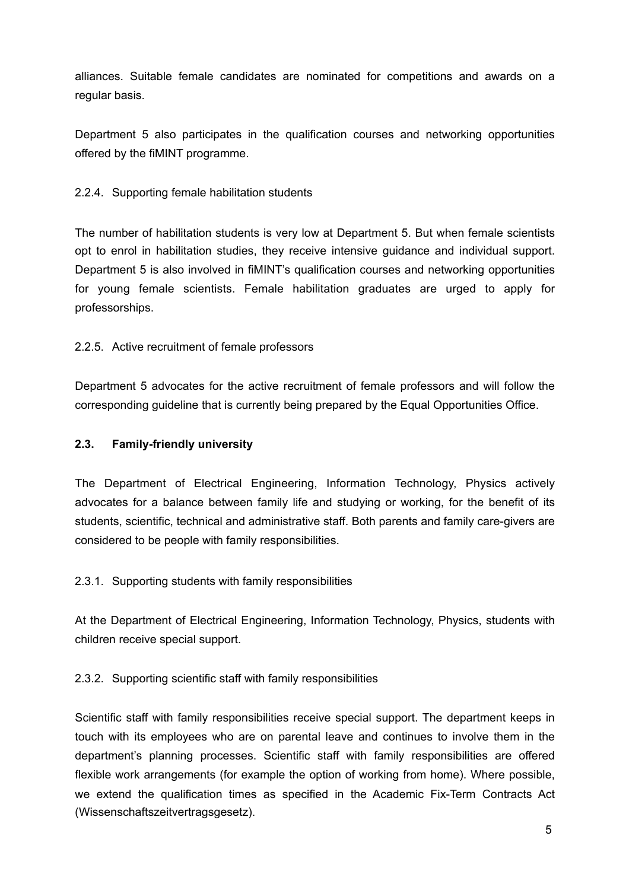alliances. Suitable female candidates are nominated for competitions and awards on a regular basis.

Department 5 also participates in the qualification courses and networking opportunities offered by the fiMINT programme.

2.2.4. Supporting female habilitation students

The number of habilitation students is very low at Department 5. But when female scientists opt to enrol in habilitation studies, they receive intensive guidance and individual support. Department 5 is also involved in fiMINT's qualification courses and networking opportunities for young female scientists. Female habilitation graduates are urged to apply for professorships.

2.2.5. Active recruitment of female professors

Department 5 advocates for the active recruitment of female professors and will follow the corresponding guideline that is currently being prepared by the Equal Opportunities Office.

### 2.3. Family-friendly university

The Department of Electrical Engineering, Information Technology, Physics actively advocates for a balance between family life and studying or working, for the benefit of its students, scientific, technical and administrative staff. Both parents and family care-givers are considered to be people with family responsibilities.

2.3.1. Supporting students with family responsibilities

At the Department of Electrical Engineering, Information Technology, Physics, students with children receive special support.

2.3.2. Supporting scientific staff with family responsibilities

Scientific staff with family responsibilities receive special support. The department keeps in touch with its employees who are on parental leave and continues to involve them in the department's planning processes. Scientific staff with family responsibilities are offered flexible work arrangements (for example the option of working from home). Where possible, we extend the qualification times as specified in the Academic Fix-Term Contracts Act (Wissenschaftszeitvertragsgesetz).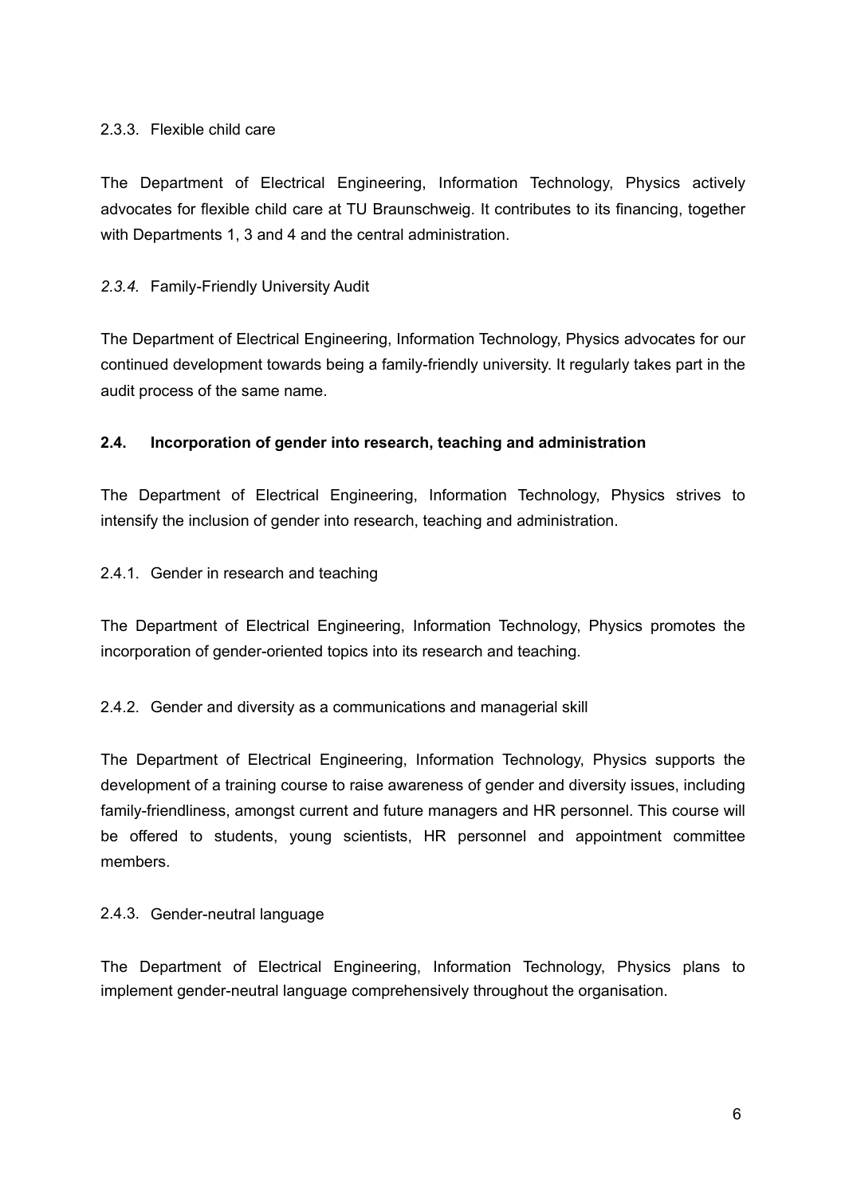#### 2.3.3. Flexible child care

The Department of Electrical Engineering, Information Technology, Physics actively advocates for flexible child care at TU Braunschweig. It contributes to its financing, together with Departments 1, 3 and 4 and the central administration.

#### *2.3.4.* Family-Friendly University Audit

The Department of Electrical Engineering, Information Technology, Physics advocates for our continued development towards being a family-friendly university. It regularly takes part in the audit process of the same name.

### **2.4. Incorporation of gender into research, teaching and administration**

The Department of Electrical Engineering, Information Technology, Physics strives to intensify the inclusion of gender into research, teaching and administration.

#### 2.4.1. Gender in research and teaching

The Department of Electrical Engineering, Information Technology, Physics promotes the incorporation of gender-oriented topics into its research and teaching.

#### 2.4.2. Gender and diversity as a communications and managerial skill

The Department of Electrical Engineering, Information Technology, Physics supports the development of a training course to raise awareness of gender and diversity issues, including family-friendliness, amongst current and future managers and HR personnel. This course will be offered to students, young scientists, HR personnel and appointment committee members.

#### 2.4.3. Gender-neutral language

The Department of Electrical Engineering, Information Technology, Physics plans to implement gender-neutral language comprehensively throughout the organisation.